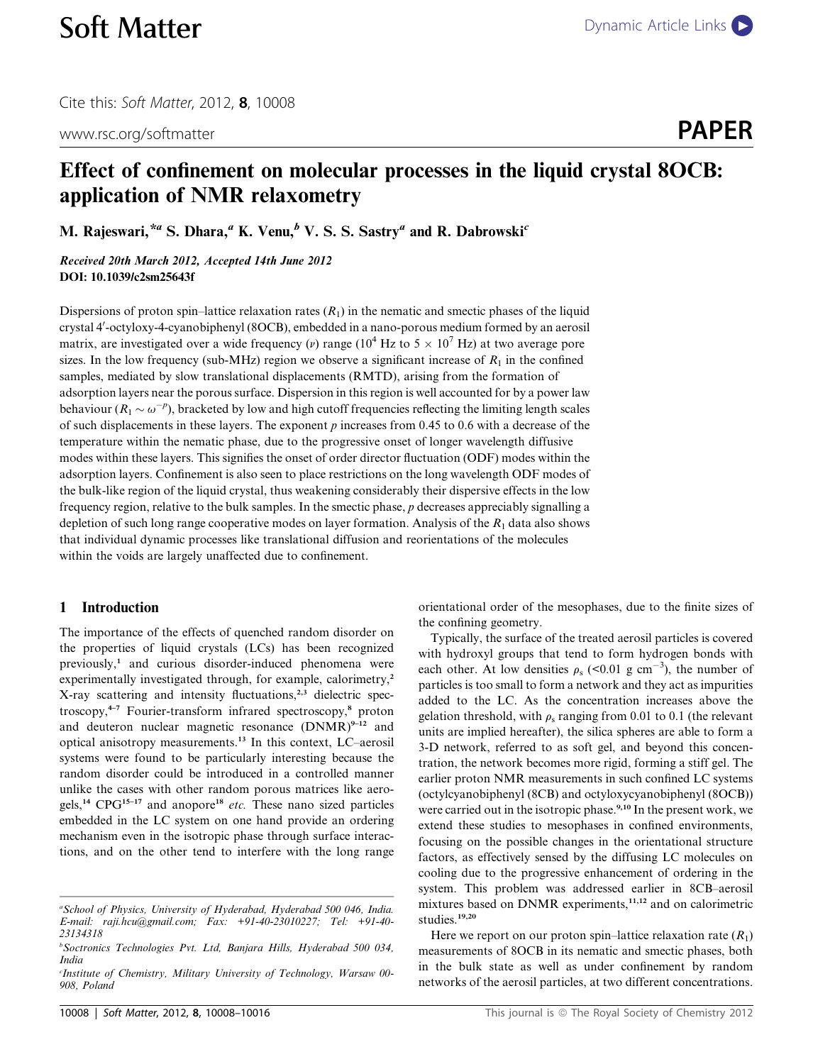# Effect of confinement on molecular processes in the liquid crystal 8OCB: application of NMR relaxometry

M. Rajeswari,*[a] S. Dhara,[a] K. Venu,[b] V. S. S. Sastry[a] and R. Dabrowski[c]

*Received 20th March 2012, Accepted 14th June 2012*
**DOI: 10.1039/c2sm25643f**

Dispersions of proton spin–lattice relaxation rates ($R_1$) in the nematic and smectic phases of the liquid crystal 4′-octyloxy-4-cyanobiphenyl (8OCB), embedded in a nano-porous medium formed by an aerosil matrix, are investigated over a wide frequency ($\nu$) range ($10^4$ Hz to $5 \times 10^7$ Hz) at two average pore sizes. In the low frequency (sub-MHz) region we observe a significant increase of $R_1$ in the confined samples, mediated by slow translational displacements (RMTD), arising from the formation of adsorption layers near the porous surface. Dispersion in this region is well accounted for by a power law behaviour ($R_1 \sim \omega^{-p}$), bracketed by low and high cutoff frequencies reflecting the limiting length scales of such displacements in these layers. The exponent $p$ increases from 0.45 to 0.6 with a decrease of the temperature within the nematic phase, due to the progressive onset of longer wavelength diffusive modes within these layers. This signifies the onset of order director fluctuation (ODF) modes within the adsorption layers. Confinement is also seen to place restrictions on the long wavelength ODF modes of the bulk-like region of the liquid crystal, thus weakening considerably their dispersive effects in the low frequency region, relative to the bulk samples. In the smectic phase, $p$ decreases appreciably signalling a depletion of such long range cooperative modes on layer formation. Analysis of the $R_1$ data also shows that individual dynamic processes like translational diffusion and reorientations of the molecules within the voids are largely unaffected due to confinement.

## 1 Introduction

The importance of the effects of quenched random disorder on the properties of liquid crystals (LCs) has been recognized previously,[1] and curious disorder-induced phenomena were experimentally investigated through, for example, calorimetry,[2] X-ray scattering and intensity fluctuations,[2,3] dielectric spectroscopy,[4–7] Fourier-transform infrared spectroscopy,[8] proton and deuteron nuclear magnetic resonance (DNMR)[9–12] and optical anisotropy measurements.[13] In this context, LC–aerosil systems were found to be particularly interesting because the random disorder could be introduced in a controlled manner unlike the cases with other random porous matrices like aerogels,[14] CPG[15–17] and anopore[18] *etc.* These nano sized particles embedded in the LC system on one hand provide an ordering mechanism even in the isotropic phase through surface interactions, and on the other tend to interfere with the long range orientational order of the mesophases, due to the finite sizes of the confining geometry.

Typically, the surface of the treated aerosil particles is covered with hydroxyl groups that tend to form hydrogen bonds with each other. At low densities $\rho_s$ (<0.01 g cm$^{-3}$), the number of particles is too small to form a network and they act as impurities added to the LC. As the concentration increases above the gelation threshold, with $\rho_s$ ranging from 0.01 to 0.1 (the relevant units are implied hereafter), the silica spheres are able to form a 3-D network, referred to as soft gel, and beyond this concentration, the network becomes more rigid, forming a stiff gel. The earlier proton NMR measurements in such confined LC systems (octylcyanobiphenyl (8CB) and octyloxycyanobiphenyl (8OCB)) were carried out in the isotropic phase.[9,10] In the present work, we extend these studies to mesophases in confined environments, focusing on the possible changes in the orientational structure factors, as effectively sensed by the diffusing LC molecules on cooling due to the progressive enhancement of ordering in the system. This problem was addressed earlier in 8CB–aerosil mixtures based on DNMR experiments,[11,12] and on calorimetric studies.[19,20]

Here we report on our proton spin–lattice relaxation rate ($R_1$) measurements of 8OCB in its nematic and smectic phases, both in the bulk state as well as under confinement by random networks of the aerosil particles, at two different concentrations.

[a] School of Physics, University of Hyderabad, Hyderabad 500 046, India. E-mail: raji.hcu@gmail.com; Fax: +91-40-23010227; Tel: +91-40-23134318
[b] Soctronics Technologies Pvt. Ltd, Banjara Hills, Hyderabad 500 034, India
[c] Institute of Chemistry, Military University of Technology, Warsaw 00-908, Poland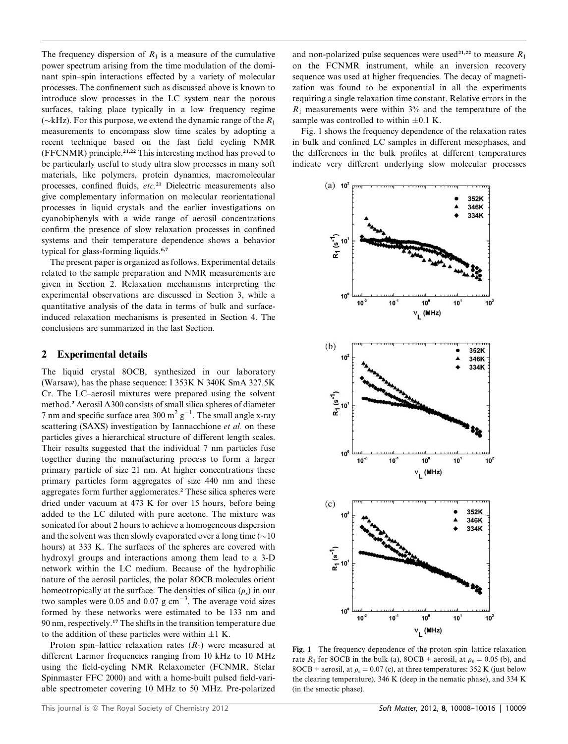The frequency dispersion of $R_1$ is a measure of the cumulative power spectrum arising from the time modulation of the dominant spin–spin interactions effected by a variety of molecular processes. The confinement such as discussed above is known to introduce slow processes in the LC system near the porous surfaces, taking place typically in a low frequency regime (~kHz). For this purpose, we extend the dynamic range of the $R_1$ measurements to encompass slow time scales by adopting a recent technique based on the fast field cycling NMR (FFCNMR) principle.[21,22] This interesting method has proved to be particularly useful to study ultra slow processes in many soft materials, like polymers, protein dynamics, macromolecular processes, confined fluids, *etc.*[21] Dielectric measurements also give complementary information on molecular reorientational processes in liquid crystals and the earlier investigations on cyanobiphenyls with a wide range of aerosil concentrations confirm the presence of slow relaxation processes in confined systems and their temperature dependence shows a behavior typical for glass-forming liquids.[6,7]

The present paper is organized as follows. Experimental details related to the sample preparation and NMR measurements are given in Section 2. Relaxation mechanisms interpreting the experimental observations are discussed in Section 3, while a quantitative analysis of the data in terms of bulk and surface-induced relaxation mechanisms is presented in Section 4. The conclusions are summarized in the last Section.

## 2 Experimental details

The liquid crystal 8OCB, synthesized in our laboratory (Warsaw), has the phase sequence: I 353K N 340K SmA 327.5K Cr. The LC–aerosil mixtures were prepared using the solvent method.[2] Aerosil A300 consists of small silica spheres of diameter 7 nm and specific surface area 300 $m^2$ $g^{-1}$. The small angle x-ray scattering (SAXS) investigation by Iannacchione *et al.* on these particles gives a hierarchical structure of different length scales. Their results suggested that the individual 7 nm particles fuse together during the manufacturing process to form a larger primary particle of size 21 nm. At higher concentrations these primary particles form aggregates of size 440 nm and these aggregates form further agglomerates.[2] These silica spheres were dried under vacuum at 473 K for over 15 hours, before being added to the LC diluted with pure acetone. The mixture was sonicated for about 2 hours to achieve a homogeneous dispersion and the solvent was then slowly evaporated over a long time (~10 hours) at 333 K. The surfaces of the spheres are covered with hydroxyl groups and interactions among them lead to a 3-D network within the LC medium. Because of the hydrophilic nature of the aerosil particles, the polar 8OCB molecules orient homeotropically at the surface. The densities of silica ($\rho_s$) in our two samples were 0.05 and 0.07 g $cm^{-3}$. The average void sizes formed by these networks were estimated to be 133 nm and 90 nm, respectively.[17] The shifts in the transition temperature due to the addition of these particles were within ±1 K.

Proton spin–lattice relaxation rates ($R_1$) were measured at different Larmor frequencies ranging from 10 kHz to 10 MHz using the field-cycling NMR Relaxometer (FCNMR, Stelar Spinmaster FFC 2000) and with a home-built pulsed field-variable spectrometer covering 10 MHz to 50 MHz. Pre-polarized and non-polarized pulse sequences were used[21,22] to measure $R_1$ on the FCNMR instrument, while an inversion recovery sequence was used at higher frequencies. The decay of magnetization was found to be exponential in all the experiments requiring a single relaxation time constant. Relative errors in the $R_1$ measurements were within 3% and the temperature of the sample was controlled to within ±0.1 K.

Fig. 1 shows the frequency dependence of the relaxation rates in bulk and confined LC samples in different mesophases, and the differences in the bulk profiles at different temperatures indicate very different underlying slow molecular processes

Fig. 1 The frequency dependence of the proton spin–lattice relaxation rate $R_1$ for 8OCB in the bulk (a), 8OCB + aerosil, at $\rho_s = 0.05$ (b), and 8OCB + aerosil, at $\rho_s = 0.07$ (c), at three temperatures: 352 K (just below the clearing temperature), 346 K (deep in the nematic phase), and 334 K (in the smectic phase).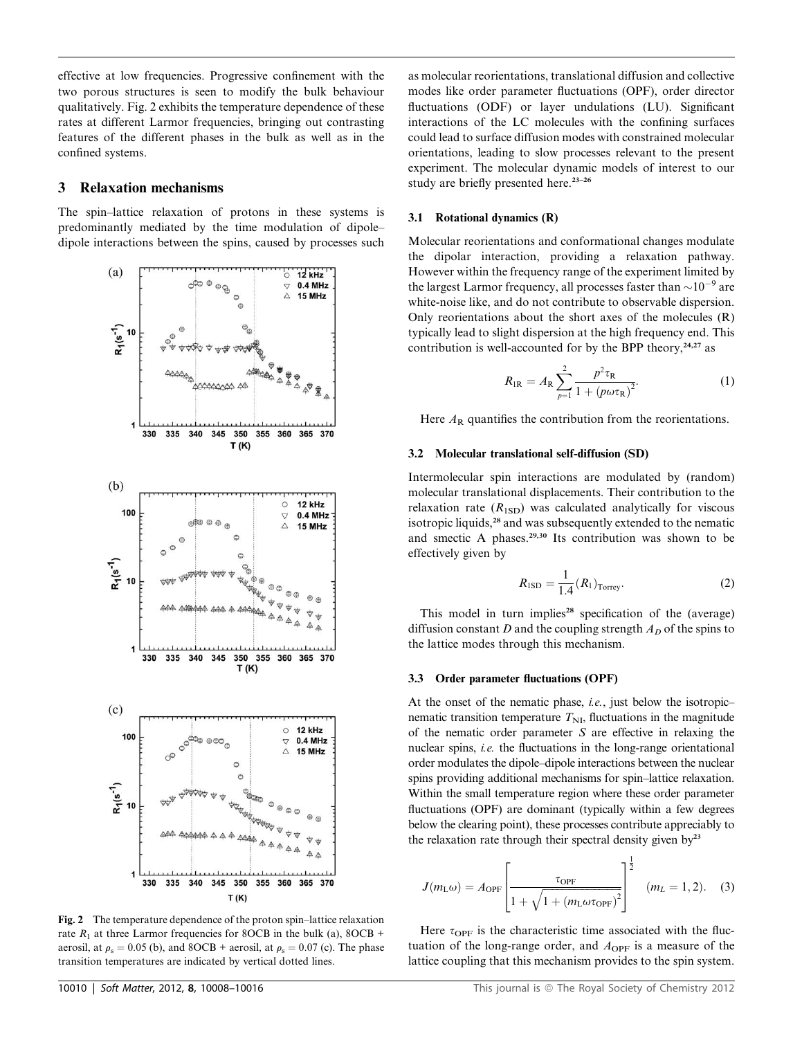effective at low frequencies. Progressive confinement with the two porous structures is seen to modify the bulk behaviour qualitatively. Fig. 2 exhibits the temperature dependence of these rates at different Larmor frequencies, bringing out contrasting features of the different phases in the bulk as well as in the confined systems.

## 3 Relaxation mechanisms

The spin–lattice relaxation of protons in these systems is predominantly mediated by the time modulation of dipole–dipole interactions between the spins, caused by processes such as molecular reorientations, translational diffusion and collective modes like order parameter fluctuations (OPF), order director fluctuations (ODF) or layer undulations (LU). Significant interactions of the LC molecules with the confining surfaces could lead to surface diffusion modes with constrained molecular orientations, leading to slow processes relevant to the present experiment. The molecular dynamic models of interest to our study are briefly presented here.[23–26]

Fig. 2 The temperature dependence of the proton spin–lattice relaxation rate $R_1$ at three Larmor frequencies for 8OCB in the bulk (a), 8OCB + aerosil, at $\rho_s = 0.05$ (b), and 8OCB + aerosil, at $\rho_s = 0.07$ (c). The phase transition temperatures are indicated by vertical dotted lines.

### 3.1 Rotational dynamics (R)

Molecular reorientations and conformational changes modulate the dipolar interaction, providing a relaxation pathway. However within the frequency range of the experiment limited by the largest Larmor frequency, all processes faster than $\sim 10^{-9}$ are white-noise like, and do not contribute to observable dispersion. Only reorientations about the short axes of the molecules (R) typically lead to slight dispersion at the high frequency end. This contribution is well-accounted for by the BPP theory,[24,27] as

$$R_{1\mathrm{R}} = A_{\mathrm{R}} \sum_{p=1}^{2} \frac{p^2 \tau_{\mathrm{R}}}{1 + (p\omega\tau_{\mathrm{R}})^2}. \quad (1)$$

Here $A_{\mathrm{R}}$ quantifies the contribution from the reorientations.

### 3.2 Molecular translational self-diffusion (SD)

Intermolecular spin interactions are modulated by (random) molecular translational displacements. Their contribution to the relaxation rate ($R_{1\mathrm{SD}}$) was calculated analytically for viscous isotropic liquids,[28] and was subsequently extended to the nematic and smectic A phases.[29,30] Its contribution was shown to be effectively given by

$$R_{1\mathrm{SD}} = \frac{1}{1.4}(R_1)_{\mathrm{Torrey}}. \quad (2)$$

This model in turn implies[28] specification of the (average) diffusion constant $D$ and the coupling strength $A_D$ of the spins to the lattice modes through this mechanism.

### 3.3 Order parameter fluctuations (OPF)

At the onset of the nematic phase, *i.e.*, just below the isotropic–nematic transition temperature $T_{\mathrm{NI}}$, fluctuations in the magnitude of the nematic order parameter $S$ are effective in relaxing the nuclear spins, *i.e.* the fluctuations in the long-range orientational order modulates the dipole–dipole interactions between the nuclear spins providing additional mechanisms for spin–lattice relaxation. Within the small temperature region where these order parameter fluctuations (OPF) are dominant (typically within a few degrees below the clearing point), these processes contribute appreciably to the relaxation rate through their spectral density given by[23]

$$J(m_{\mathrm{L}}\omega) = A_{\mathrm{OPF}} \left[ \frac{\tau_{\mathrm{OPF}}}{1 + \sqrt{1 + (m_{\mathrm{L}}\omega\tau_{\mathrm{OPF}})^2}} \right]^{\frac{1}{2}} \quad (m_{\mathrm{L}} = 1, 2). \quad (3)$$

Here $\tau_{\mathrm{OPF}}$ is the characteristic time associated with the fluctuation of the long-range order, and $A_{\mathrm{OPF}}$ is a measure of the lattice coupling that this mechanism provides to the spin system.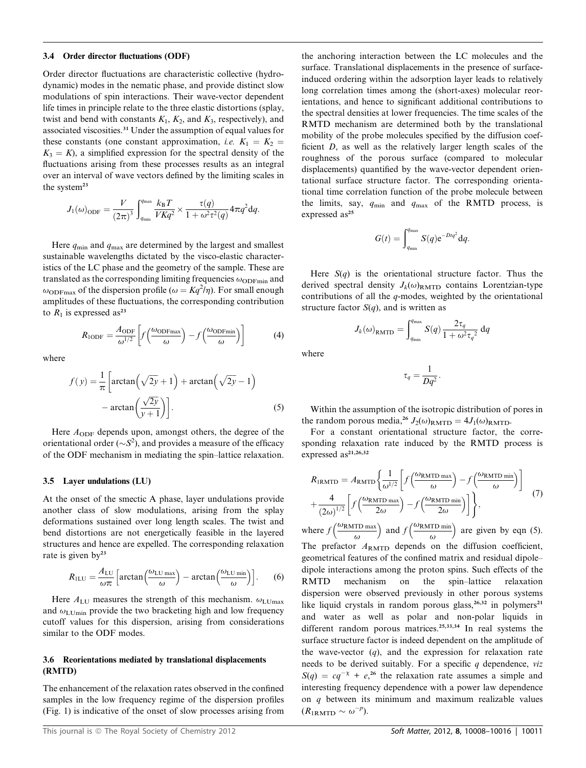### 3.4 Order director fluctuations (ODF)

Order director fluctuations are characteristic collective (hydrodynamic) modes in the nematic phase, and provide distinct slow modulations of spin interactions. Their wave-vector dependent life times in principle relate to the three elastic distortions (splay, twist and bend with constants $K_1$, $K_2$, and $K_3$, respectively), and associated viscosities.[31] Under the assumption of equal values for these constants (one constant approximation, *i.e.* $K_1 = K_2 = K_3 = K$), a simplified expression for the spectral density of the fluctuations arising from these processes results as an integral over an interval of wave vectors defined by the limiting scales in the system[23]

$$J_1(\omega)_{\text{ODF}} = \frac{V}{(2\pi)^3}\int_{q_{\min}}^{q_{\max}} \frac{k_B T}{VKq^2} \times \frac{\tau(q)}{1+\omega^2\tau^2(q)} 4\pi q^2 \text{d}q.$$

Here $q_{\min}$ and $q_{\max}$ are determined by the largest and smallest sustainable wavelengths dictated by the visco-elastic characteristics of the LC phase and the geometry of the sample. These are translated as the corresponding limiting frequencies $\omega_{\text{ODFmin}}$ and $\omega_{\text{ODFmax}}$ of the dispersion profile ($\omega = Kq^2/\eta$). For small enough amplitudes of these fluctuations, the corresponding contribution to $R_1$ is expressed as[23]

$$R_{1\text{ODF}} = \frac{A_{\text{ODF}}}{\omega^{1/2}}\left[f\left(\frac{\omega_{\text{ODFmax}}}{\omega}\right) - f\left(\frac{\omega_{\text{ODFmin}}}{\omega}\right)\right] \tag{4}$$

where

$$f(y) = \frac{1}{\pi}\left[\arctan\left(\sqrt{2y}+1\right) + \arctan\left(\sqrt{2y}-1\right) - \arctan\left(\frac{\sqrt{2y}}{y+1}\right)\right]. \tag{5}$$

Here $A_{\text{ODF}}$ depends upon, amongst others, the degree of the orientational order ($\sim S^2$), and provides a measure of the efficacy of the ODF mechanism in mediating the spin–lattice relaxation.

### 3.5 Layer undulations (LU)

At the onset of the smectic A phase, layer undulations provide another class of slow modulations, arising from the splay deformations sustained over long length scales. The twist and bend distortions are not energetically feasible in the layered structures and hence are expelled. The corresponding relaxation rate is given by[23]

$$R_{1\text{LU}} = \frac{A_{\text{LU}}}{\omega\pi}\left[\arctan\left(\frac{\omega_{\text{LU max}}}{\omega}\right) - \arctan\left(\frac{\omega_{\text{LU min}}}{\omega}\right)\right]. \tag{6}$$

Here $A_{\text{LU}}$ measures the strength of this mechanism. $\omega_{\text{LUmax}}$ and $\omega_{\text{LUmin}}$ provide the two bracketing high and low frequency cutoff values for this dispersion, arising from considerations similar to the ODF modes.

### 3.6 Reorientations mediated by translational displacements (RMTD)

The enhancement of the relaxation rates observed in the confined samples in the low frequency regime of the dispersion profiles (Fig. 1) is indicative of the onset of slow processes arising from the anchoring interaction between the LC molecules and the surface. Translational displacements in the presence of surface-induced ordering within the adsorption layer leads to relatively long correlation times among the (short-axes) molecular reorientations, and hence to significant additional contributions to the spectral densities at lower frequencies. The time scales of the RMTD mechanism are determined both by the translational mobility of the probe molecules specified by the diffusion coefficient $D$, as well as the relatively larger length scales of the roughness of the porous surface (compared to molecular displacements) quantified by the wave-vector dependent orientational surface structure factor. The corresponding orientational time correlation function of the probe molecule between the limits, say, $q_{\min}$ and $q_{\max}$ of the RMTD process, is expressed as[25]

$$G(t) = \int_{q_{\min}}^{q_{\max}} S(q)\text{e}^{-Dtq^2}\text{d}q.$$

Here $S(q)$ is the orientational structure factor. Thus the derived spectral density $J_k(\omega)_{\text{RMTD}}$ contains Lorentzian-type contributions of all the $q$-modes, weighted by the orientational structure factor $S(q)$, and is written as

$$J_k(\omega)_{\text{RMTD}} = \int_{q_{\min}}^{q_{\max}} S(q)\frac{2\tau_q}{1+\omega^2\tau_q^{\,2}}\,\text{d}q$$

where

$$\tau_q = \frac{1}{Dq^2}.$$

Within the assumption of the isotropic distribution of pores in the random porous media,[26] $J_2(\omega)_{\text{RMTD}} = 4J_1(\omega)_{\text{RMTD}}$.

For a constant orientational structure factor, the corresponding relaxation rate induced by the RMTD process is expressed as[21,26,32]

$$R_{1\text{RMTD}} = A_{\text{RMTD}}\left\{\frac{1}{\omega^{1/2}}\left[f\left(\frac{\omega_{\text{RMTD max}}}{\omega}\right) - f\left(\frac{\omega_{\text{RMTD min}}}{\omega}\right)\right] + \frac{4}{(2\omega)^{1/2}}\left[f\left(\frac{\omega_{\text{RMTD max}}}{2\omega}\right) - f\left(\frac{\omega_{\text{RMTD min}}}{2\omega}\right)\right]\right\}, \tag{7}$$

where $f\left(\frac{\omega_{\text{RMTD max}}}{\omega}\right)$ and $f\left(\frac{\omega_{\text{RMTD min}}}{\omega}\right)$ are given by eqn (5). The prefactor $A_{\text{RMTD}}$ depends on the diffusion coefficient, geometrical features of the confined matrix and residual dipole–dipole interactions among the proton spins. Such effects of the RMTD mechanism on the spin–lattice relaxation dispersion were observed previously in other porous systems like liquid crystals in random porous glass,[26,32] in polymers[21] and water as well as polar and non-polar liquids in different random porous matrices.[25,33,34] In real systems the surface structure factor is indeed dependent on the amplitude of the wave-vector ($q$), and the expression for relaxation rate needs to be derived suitably. For a specific $q$ dependence, *viz* $S(q) = cq^{-x} + e$,[26] the relaxation rate assumes a simple and interesting frequency dependence with a power law dependence on $q$ between its minimum and maximum realizable values ($R_{1\text{RMTD}} \sim \omega^{-p}$).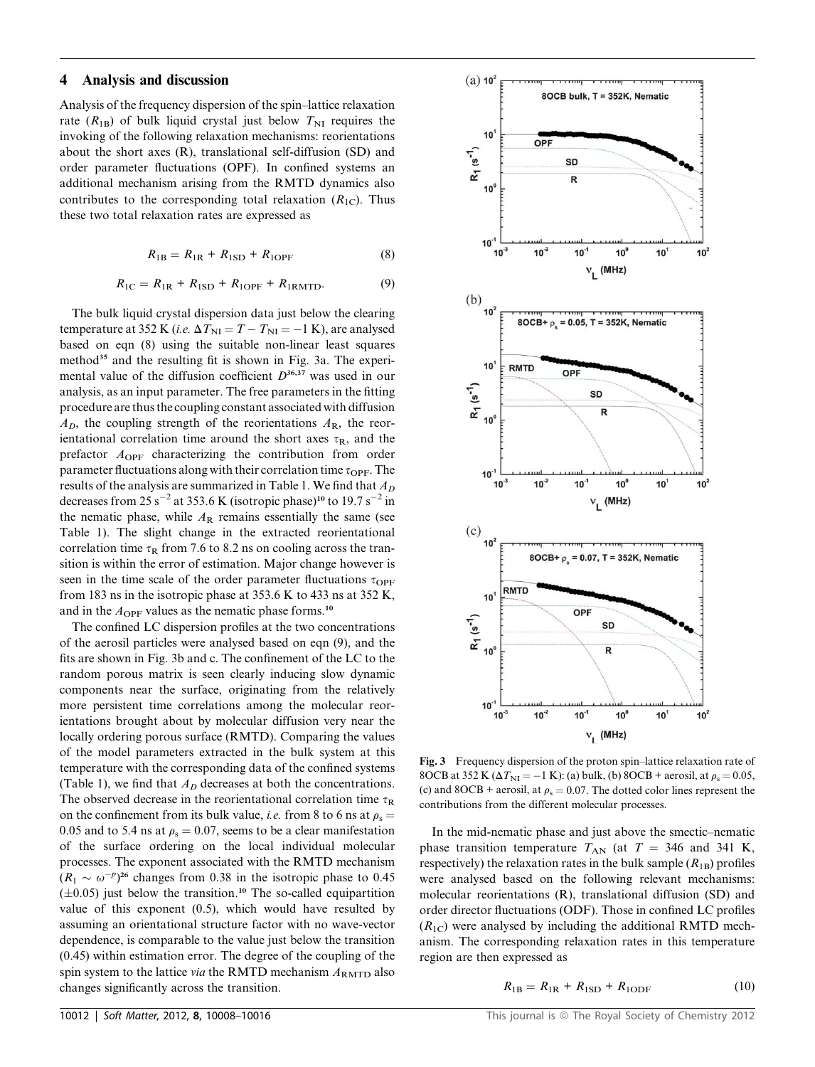## 4 Analysis and discussion

Analysis of the frequency dispersion of the spin–lattice relaxation rate ($R_{1B}$) of bulk liquid crystal just below $T_{NI}$ requires the invoking of the following relaxation mechanisms: reorientations about the short axes (R), translational self-diffusion (SD) and order parameter fluctuations (OPF). In confined systems an additional mechanism arising from the RMTD dynamics also contributes to the corresponding total relaxation ($R_{1C}$). Thus these two total relaxation rates are expressed as

$$R_{1B} = R_{1R} + R_{1SD} + R_{1OPF} \tag{8}$$

$$R_{1C} = R_{1R} + R_{1SD} + R_{1OPF} + R_{1RMTD}. \tag{9}$$

The bulk liquid crystal dispersion data just below the clearing temperature at 352 K (*i.e.* $\Delta T_{NI} = T - T_{NI} = -1$ K), are analysed based on eqn (8) using the suitable non-linear least squares method[35] and the resulting fit is shown in Fig. 3a. The experimental value of the diffusion coefficient $D$[36,37] was used in our analysis, as an input parameter. The free parameters in the fitting procedure are thus the coupling constant associated with diffusion $A_D$, the coupling strength of the reorientations $A_R$, the reorientational correlation time around the short axes $\tau_R$, and the prefactor $A_{OPF}$ characterizing the contribution from order parameter fluctuations along with their correlation time $\tau_{OPF}$. The results of the analysis are summarized in Table 1. We find that $A_D$ decreases from 25 $s^{-2}$ at 353.6 K (isotropic phase)[10] to 19.7 $s^{-2}$ in the nematic phase, while $A_R$ remains essentially the same (see Table 1). The slight change in the extracted reorientational correlation time $\tau_R$ from 7.6 to 8.2 ns on cooling across the transition is within the error of estimation. Major change however is seen in the time scale of the order parameter fluctuations $\tau_{OPF}$ from 183 ns in the isotropic phase at 353.6 K to 433 ns at 352 K, and in the $A_{OPF}$ values as the nematic phase forms.[10]

The confined LC dispersion profiles at the two concentrations of the aerosil particles were analysed based on eqn (9), and the fits are shown in Fig. 3b and c. The confinement of the LC to the random porous matrix is seen clearly inducing slow dynamic components near the surface, originating from the relatively more persistent time correlations among the molecular reorientations brought about by molecular diffusion very near the locally ordering porous surface (RMTD). Comparing the values of the model parameters extracted in the bulk system at this temperature with the corresponding data of the confined systems (Table 1), we find that $A_D$ decreases at both the concentrations. The observed decrease in the reorientational correlation time $\tau_R$ on the confinement from its bulk value, *i.e.* from 8 to 6 ns at $\rho_s = 0.05$ and to 5.4 ns at $\rho_s = 0.07$, seems to be a clear manifestation of the surface ordering on the local individual molecular processes. The exponent associated with the RMTD mechanism ($R_1 \sim \omega^{-p}$)[26] changes from 0.38 in the isotropic phase to 0.45 ($\pm$0.05) just below the transition.[10] The so-called equipartition value of this exponent (0.5), which would have resulted by assuming an orientational structure factor with no wave-vector dependence, is comparable to the value just below the transition (0.45) within estimation error. The degree of the coupling of the spin system to the lattice *via* the RMTD mechanism $A_{RMTD}$ also changes significantly across the transition.

Fig. 3 Frequency dispersion of the proton spin–lattice relaxation rate of 8OCB at 352 K ($\Delta T_{NI} = -1$ K): (a) bulk, (b) 8OCB + aerosil, at $\rho_s = 0.05$, (c) and 8OCB + aerosil, at $\rho_s = 0.07$. The dotted color lines represent the contributions from the different molecular processes.

In the mid-nematic phase and just above the smectic–nematic phase transition temperature $T_{AN}$ (at $T$ = 346 and 341 K, respectively) the relaxation rates in the bulk sample ($R_{1B}$) profiles were analysed based on the following relevant mechanisms: molecular reorientations (R), translational diffusion (SD) and order director fluctuations (ODF). Those in confined LC profiles ($R_{1C}$) were analysed by including the additional RMTD mechanism. The corresponding relaxation rates in this temperature region are then expressed as

$$R_{1B} = R_{1R} + R_{1SD} + R_{1ODF} \tag{10}$$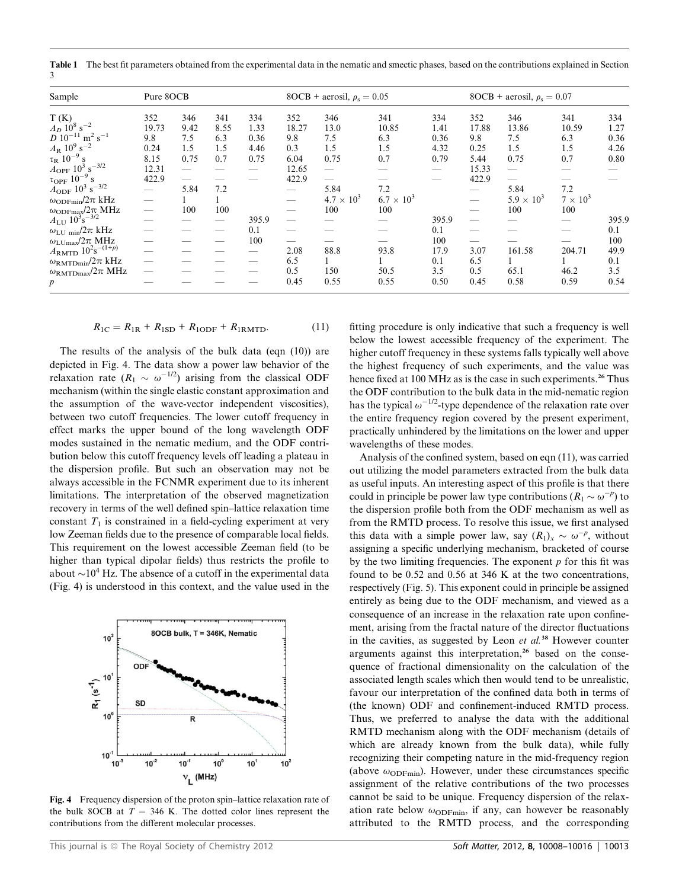**Table 1** The best fit parameters obtained from the experimental data in the nematic and smectic phases, based on the contributions explained in Section 3

| Sample | Pure 8OCB | | | | 8OCB + aerosil, $\rho_s = 0.05$ | | | | 8OCB + aerosil, $\rho_s = 0.07$ | | | |
|---|---|---|---|---|---|---|---|---|---|---|---|---|
| T (K) | 352 | 346 | 341 | 334 | 352 | 346 | 341 | 334 | 352 | 346 | 341 | 334 |
| $A_D$ $10^8$ s$^{-2}$ | 19.73 | 9.42 | 8.55 | 1.33 | 18.27 | 13.0 | 10.85 | 1.41 | 17.88 | 13.86 | 10.59 | 1.27 |
| $D$ $10^{-11}$ m$^2$ s$^{-1}$ | 9.8 | 7.5 | 6.3 | 0.36 | 9.8 | 7.5 | 6.3 | 0.36 | 9.8 | 7.5 | 6.3 | 0.36 |
| $A_R$ $10^9$ s$^{-2}$ | 0.24 | 1.5 | 1.5 | 4.46 | 0.3 | 1.5 | 1.5 | 4.32 | 0.25 | 1.5 | 1.5 | 4.26 |
| $\tau_R$ $10^{-9}$ s | 8.15 | 0.75 | 0.7 | 0.75 | 6.04 | 0.75 | 0.7 | 0.79 | 5.44 | 0.75 | 0.7 | 0.80 |
| $A_{OPF}$ $10^3$ s$^{-3/2}$ | 12.31 | — | — | — | 12.65 | — | — | — | 15.33 | — | — | — |
| $\tau_{OPF}$ $10^{-9}$ s | 422.9 | — | — | — | 422.9 | — | — | — | 422.9 | — | — | — |
| $A_{ODF}$ $10^3$ s$^{-3/2}$ | — | 5.84 | 7.2 | | — | 5.84 | 7.2 | | — | 5.84 | 7.2 | |
| $\omega_{ODFmin}/2\pi$ kHz | — | 1 | 1 | | — | $4.7 \times 10^3$ | $6.7 \times 10^3$ | | — | $5.9 \times 10^3$ | $7 \times 10^3$ | |
| $\omega_{ODFmax}/2\pi$ MHz | — | 100 | 100 | | — | 100 | 100 | | — | 100 | 100 | |
| $A_{LU}$ $10^3$s$^{-3/2}$ | — | — | — | 395.9 | — | — | — | 395.9 | — | — | — | 395.9 |
| $\omega_{LU\ min}/2\pi$ kHz | — | — | — | 0.1 | — | — | — | 0.1 | — | — | — | 0.1 |
| $\omega_{LUmax}/2\pi$ MHz | — | — | — | 100 | — | — | — | 100 | — | — | — | 100 |
| $A_{RMTD}$ $10^2$s$^{-(1+p)}$ | — | — | — | — | 2.08 | 88.8 | 93.8 | 17.9 | 3.07 | 161.58 | 204.71 | 49.9 |
| $\omega_{RMTDmin}/2\pi$ kHz | — | — | — | — | 6.5 | 1 | 1 | 0.1 | 6.5 | 1 | 1 | 0.1 |
| $\omega_{RMTDmax}/2\pi$ MHz | — | — | — | — | 0.5 | 150 | 50.5 | 3.5 | 0.5 | 65.1 | 46.2 | 3.5 |
| $p$ | — | — | — | — | 0.45 | 0.55 | 0.55 | 0.50 | 0.45 | 0.58 | 0.59 | 0.54 |

$$R_{1C} = R_{1R} + R_{1SD} + R_{1ODF} + R_{1RMTD}. \tag{11}$$

The results of the analysis of the bulk data (eqn (10)) are depicted in Fig. 4. The data show a power law behavior of the relaxation rate ($R_1 \sim \omega^{-1/2}$) arising from the classical ODF mechanism (within the single elastic constant approximation and the assumption of the wave-vector independent viscosities), between two cutoff frequencies. The lower cutoff frequency in effect marks the upper bound of the long wavelength ODF modes sustained in the nematic medium, and the ODF contribution below this cutoff frequency levels off leading a plateau in the dispersion profile. But such an observation may not be always accessible in the FCNMR experiment due to its inherent limitations. The interpretation of the observed magnetization recovery in terms of the well defined spin–lattice relaxation time constant $T_1$ is constrained in a field-cycling experiment at very low Zeeman fields due to the presence of comparable local fields. This requirement on the lowest accessible Zeeman field (to be higher than typical dipolar fields) thus restricts the profile to about $\sim 10^4$ Hz. The absence of a cutoff in the experimental data (Fig. 4) is understood in this context, and the value used in the fitting procedure is only indicative that such a frequency is well below the lowest accessible frequency of the experiment. The higher cutoff frequency in these systems falls typically well above the highest frequency of such experiments, and the value was hence fixed at 100 MHz as is the case in such experiments.[26] Thus the ODF contribution to the bulk data in the mid-nematic region has the typical $\omega^{-1/2}$-type dependence of the relaxation rate over the entire frequency region covered by the present experiment, practically unhindered by the limitations on the lower and upper wavelengths of these modes.

**Fig. 4** Frequency dispersion of the proton spin–lattice relaxation rate of the bulk 8OCB at $T$ = 346 K. The dotted color lines represent the contributions from the different molecular processes.

Analysis of the confined system, based on eqn (11), was carried out utilizing the model parameters extracted from the bulk data as useful inputs. An interesting aspect of this profile is that there could in principle be power law type contributions ($R_1 \sim \omega^{-p}$) to the dispersion profile both from the ODF mechanism as well as from the RMTD process. To resolve this issue, we first analysed this data with a simple power law, say $(R_1)_x \sim \omega^{-p}$, without assigning a specific underlying mechanism, bracketed of course by the two limiting frequencies. The exponent $p$ for this fit was found to be 0.52 and 0.56 at 346 K at the two concentrations, respectively (Fig. 5). This exponent could in principle be assigned entirely as being due to the ODF mechanism, and viewed as a consequence of an increase in the relaxation rate upon confinement, arising from the fractal nature of the director fluctuations in the cavities, as suggested by Leon *et al.*[38] However counter arguments against this interpretation,[26] based on the consequence of fractional dimensionality on the calculation of the associated length scales which then would tend to be unrealistic, favour our interpretation of the confined data both in terms of (the known) ODF and confinement-induced RMTD process. Thus, we preferred to analyse the data with the additional RMTD mechanism along with the ODF mechanism (details of which are already known from the bulk data), while fully recognizing their competing nature in the mid-frequency region (above $\omega_{ODFmin}$). However, under these circumstances specific assignment of the relative contributions of the two processes cannot be said to be unique. Frequency dispersion of the relaxation rate below $\omega_{ODFmin}$, if any, can however be reasonably attributed to the RMTD process, and the corresponding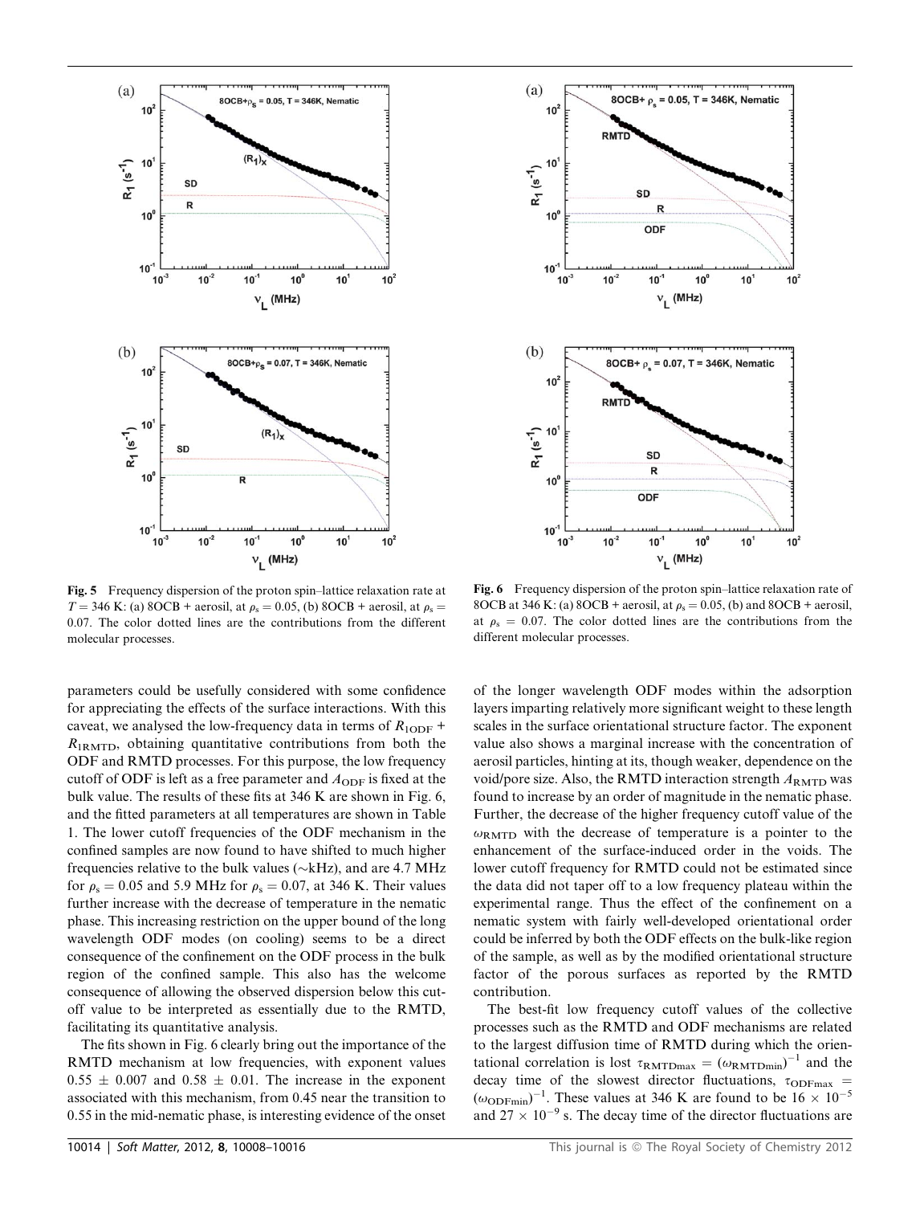Fig. 5 Frequency dispersion of the proton spin–lattice relaxation rate at $T = 346$ K: (a) 8OCB + aerosil, at $\rho_s = 0.05$, (b) 8OCB + aerosil, at $\rho_s = 0.07$. The color dotted lines are the contributions from the different molecular processes.

Fig. 6 Frequency dispersion of the proton spin–lattice relaxation rate of 8OCB at 346 K: (a) 8OCB + aerosil, at $\rho_s = 0.05$, (b) and 8OCB + aerosil, at $\rho_s = 0.07$. The color dotted lines are the contributions from the different molecular processes.

parameters could be usefully considered with some confidence for appreciating the effects of the surface interactions. With this caveat, we analysed the low-frequency data in terms of $R_{1ODF}$ + $R_{1RMTD}$, obtaining quantitative contributions from both the ODF and RMTD processes. For this purpose, the low frequency cutoff of ODF is left as a free parameter and $A_{ODF}$ is fixed at the bulk value. The results of these fits at 346 K are shown in Fig. 6, and the fitted parameters at all temperatures are shown in Table 1. The lower cutoff frequencies of the ODF mechanism in the confined samples are now found to have shifted to much higher frequencies relative to the bulk values (~kHz), and are 4.7 MHz for $\rho_s = 0.05$ and 5.9 MHz for $\rho_s = 0.07$, at 346 K. Their values further increase with the decrease of temperature in the nematic phase. This increasing restriction on the upper bound of the long wavelength ODF modes (on cooling) seems to be a direct consequence of the confinement on the ODF process in the bulk region of the confined sample. This also has the welcome consequence of allowing the observed dispersion below this cutoff value to be interpreted as essentially due to the RMTD, facilitating its quantitative analysis.

The fits shown in Fig. 6 clearly bring out the importance of the RMTD mechanism at low frequencies, with exponent values $0.55 \pm 0.007$ and $0.58 \pm 0.01$. The increase in the exponent associated with this mechanism, from 0.45 near the transition to 0.55 in the mid-nematic phase, is interesting evidence of the onset of the longer wavelength ODF modes within the adsorption layers imparting relatively more significant weight to these length scales in the surface orientational structure factor. The exponent value also shows a marginal increase with the concentration of aerosil particles, hinting at its, though weaker, dependence on the void/pore size. Also, the RMTD interaction strength $A_{RMTD}$ was found to increase by an order of magnitude in the nematic phase. Further, the decrease of the higher frequency cutoff value of the $\omega_{RMTD}$ with the decrease of temperature is a pointer to the enhancement of the surface-induced order in the voids. The lower cutoff frequency for RMTD could not be estimated since the data did not taper off to a low frequency plateau within the experimental range. Thus the effect of the confinement on a nematic system with fairly well-developed orientational order could be inferred by both the ODF effects on the bulk-like region of the sample, as well as by the modified orientational structure factor of the porous surfaces as reported by the RMTD contribution.

The best-fit low frequency cutoff values of the collective processes such as the RMTD and ODF mechanisms are related to the largest diffusion time of RMTD during which the orientational correlation is lost $\tau_{RMTDmax} = (\omega_{RMTDmin})^{-1}$ and the decay time of the slowest director fluctuations, $\tau_{ODFmax} = (\omega_{ODFmin})^{-1}$. These values at 346 K are found to be $16 \times 10^{-5}$ and $27 \times 10^{-9}$ s. The decay time of the director fluctuations are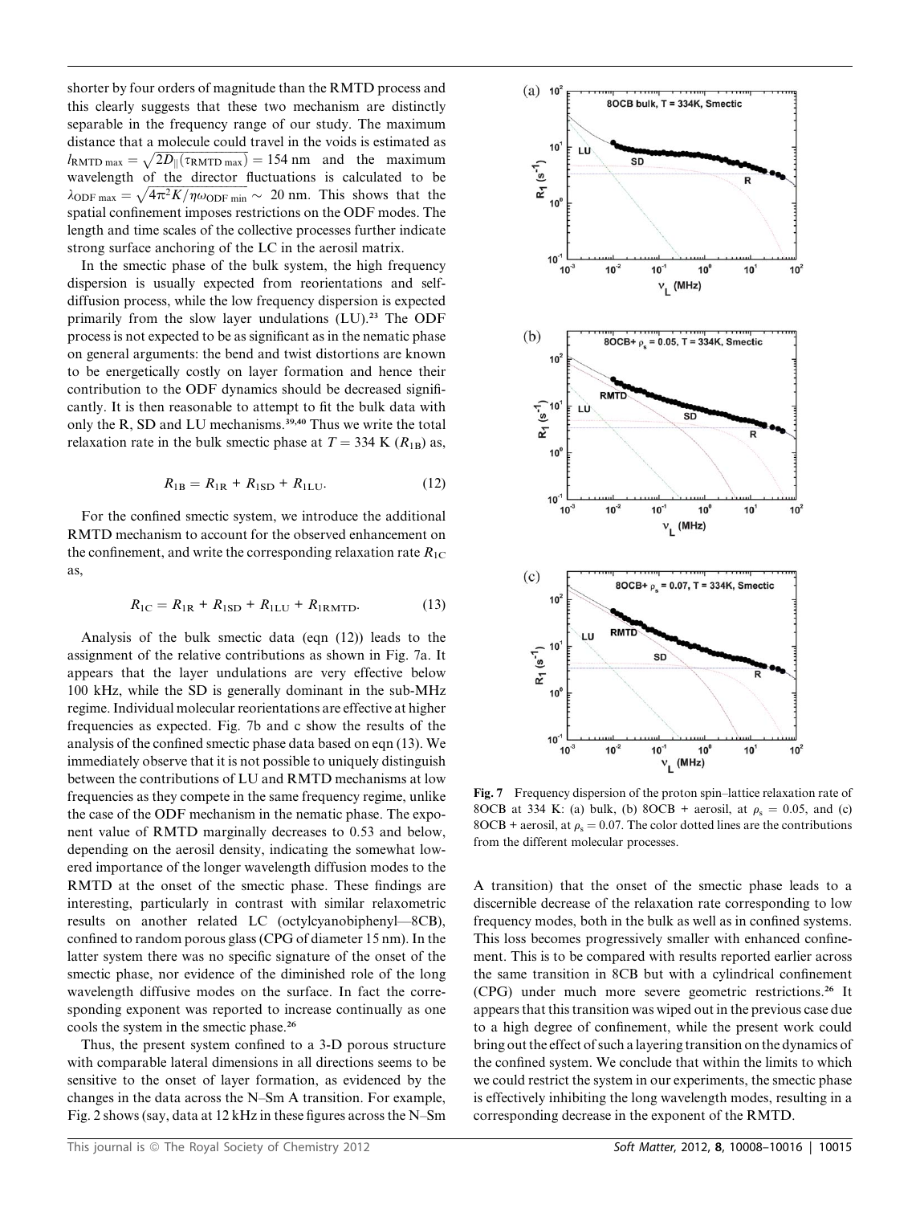shorter by four orders of magnitude than the RMTD process and this clearly suggests that these two mechanism are distinctly separable in the frequency range of our study. The maximum distance that a molecule could travel in the voids is estimated as $l_{\text{RMTD max}} = \sqrt{2D_{\|}(\tau_{\text{RMTD max}})} = 154$ nm and the maximum wavelength of the director fluctuations is calculated to be $\lambda_{\text{ODF max}} = \sqrt{4\pi^2 K/\eta\omega_{\text{ODF min}}} \sim 20$ nm. This shows that the spatial confinement imposes restrictions on the ODF modes. The length and time scales of the collective processes further indicate strong surface anchoring of the LC in the aerosil matrix.

In the smectic phase of the bulk system, the high frequency dispersion is usually expected from reorientations and self-diffusion process, while the low frequency dispersion is expected primarily from the slow layer undulations (LU).[23] The ODF process is not expected to be as significant as in the nematic phase on general arguments: the bend and twist distortions are known to be energetically costly on layer formation and hence their contribution to the ODF dynamics should be decreased significantly. It is then reasonable to attempt to fit the bulk data with only the R, SD and LU mechanisms.[39,40] Thus we write the total relaxation rate in the bulk smectic phase at $T = 334$ K ($R_{1B}$) as,

$$R_{1B} = R_{1R} + R_{1SD} + R_{1LU}. \tag{12}$$

For the confined smectic system, we introduce the additional RMTD mechanism to account for the observed enhancement on the confinement, and write the corresponding relaxation rate $R_{1C}$ as,

$$R_{1C} = R_{1R} + R_{1SD} + R_{1LU} + R_{1RMTD}. \tag{13}$$

Analysis of the bulk smectic data (eqn (12)) leads to the assignment of the relative contributions as shown in Fig. 7a. It appears that the layer undulations are very effective below 100 kHz, while the SD is generally dominant in the sub-MHz regime. Individual molecular reorientations are effective at higher frequencies as expected. Fig. 7b and c show the results of the analysis of the confined smectic phase data based on eqn (13). We immediately observe that it is not possible to uniquely distinguish between the contributions of LU and RMTD mechanisms at low frequencies as they compete in the same frequency regime, unlike the case of the ODF mechanism in the nematic phase. The exponent value of RMTD marginally decreases to 0.53 and below, depending on the aerosil density, indicating the somewhat lowered importance of the longer wavelength diffusion modes to the RMTD at the onset of the smectic phase. These findings are interesting, particularly in contrast with similar relaxometric results on another related LC (octylcyanobiphenyl—8CB), confined to random porous glass (CPG of diameter 15 nm). In the latter system there was no specific signature of the onset of the smectic phase, nor evidence of the diminished role of the long wavelength diffusive modes on the surface. In fact the corresponding exponent was reported to increase continually as one cools the system in the smectic phase.[26]

Thus, the present system confined to a 3-D porous structure with comparable lateral dimensions in all directions seems to be sensitive to the onset of layer formation, as evidenced by the changes in the data across the N–Sm A transition. For example, Fig. 2 shows (say, data at 12 kHz in these figures across the N–Sm A transition) that the onset of the smectic phase leads to a discernible decrease of the relaxation rate corresponding to low frequency modes, both in the bulk as well as in confined systems. This loss becomes progressively smaller with enhanced confinement. This is to be compared with results reported earlier across the same transition in 8CB but with a cylindrical confinement (CPG) under much more severe geometric restrictions.[26] It appears that this transition was wiped out in the previous case due to a high degree of confinement, while the present work could bring out the effect of such a layering transition on the dynamics of the confined system. We conclude that within the limits to which we could restrict the system in our experiments, the smectic phase is effectively inhibiting the long wavelength modes, resulting in a corresponding decrease in the exponent of the RMTD.

**Fig. 7** Frequency dispersion of the proton spin–lattice relaxation rate of 8OCB at 334 K: (a) bulk, (b) 8OCB + aerosil, at $\rho_s = 0.05$, and (c) 8OCB + aerosil, at $\rho_s = 0.07$. The color dotted lines are the contributions from the different molecular processes.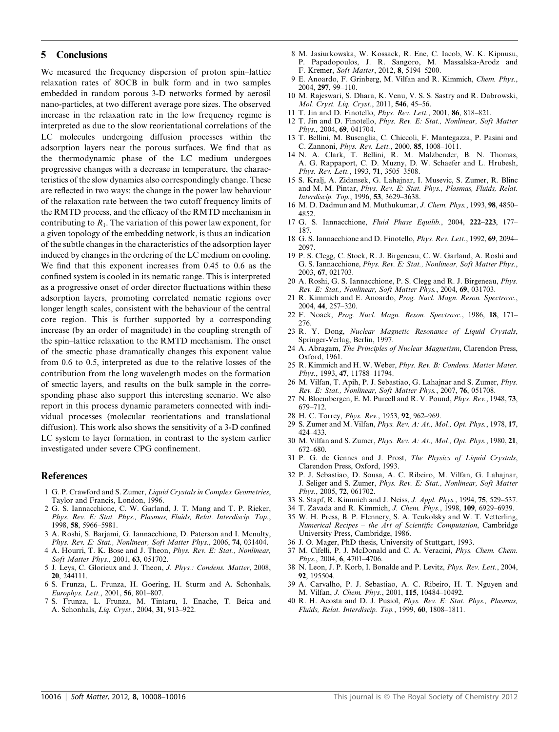## 5 Conclusions

We measured the frequency dispersion of proton spin–lattice relaxation rates of 8OCB in bulk form and in two samples embedded in random porous 3-D networks formed by aerosil nano-particles, at two different average pore sizes. The observed increase in the relaxation rate in the low frequency regime is interpreted as due to the slow reorientational correlations of the LC molecules undergoing diffusion processes within the adsorption layers near the porous surfaces. We find that as the thermodynamic phase of the LC medium undergoes progressive changes with a decrease in temperature, the characteristics of the slow dynamics also correspondingly change. These are reflected in two ways: the change in the power law behaviour of the relaxation rate between the two cutoff frequency limits of the RMTD process, and the efficacy of the RMTD mechanism in contributing to $R_1$. The variation of this power law exponent, for a given topology of the embedding network, is thus an indication of the subtle changes in the characteristics of the adsorption layer induced by changes in the ordering of the LC medium on cooling. We find that this exponent increases from 0.45 to 0.6 as the confined system is cooled in its nematic range. This is interpreted as a progressive onset of order director fluctuations within these adsorption layers, promoting correlated nematic regions over longer length scales, consistent with the behaviour of the central core region. This is further supported by a corresponding increase (by an order of magnitude) in the coupling strength of the spin–lattice relaxation to the RMTD mechanism. The onset of the smectic phase dramatically changes this exponent value from 0.6 to 0.5, interpreted as due to the relative losses of the contribution from the long wavelength modes on the formation of smectic layers, and results on the bulk sample in the corresponding phase also support this interesting scenario. We also report in this process dynamic parameters connected with individual processes (molecular reorientations and translational diffusion). This work also shows the sensitivity of a 3-D confined LC system to layer formation, in contrast to the system earlier investigated under severe CPG confinement.

## References

1 G. P. Crawford and S. Zumer, *Liquid Crystals in Complex Geometries*, Taylor and Francis, London, 1996.
2 G. S. Iannacchione, C. W. Garland, J. T. Mang and T. P. Rieker, *Phys. Rev. E: Stat. Phys., Plasmas, Fluids, Relat. Interdiscip. Top.*, 1998, **58**, 5966–5981.
3 A. Roshi, S. Barjami, G. Iannacchione, D. Paterson and I. Mcnulty, *Phys. Rev. E: Stat., Nonlinear, Soft Matter Phys.*, 2006, **74**, 031404.
4 A. Hourri, T. K. Bose and J. Theon, *Phys. Rev. E: Stat., Nonlinear, Soft Matter Phys.*, 2001, **63**, 051702.
5 J. Leys, C. Glorieux and J. Theon, *J. Phys.: Condens. Matter*, 2008, **20**, 244111.
6 S. Frunza, L. Frunza, H. Goering, H. Sturm and A. Schonhals, *Europhys. Lett.*, 2001, **56**, 801–807.
7 S. Frunza, L. Frunza, M. Tintaru, I. Enache, T. Beica and A. Schonhals, *Liq. Cryst.*, 2004, **31**, 913–922.
8 M. Jasiurkowska, W. Kossack, R. Ene, C. Iacob, W. K. Kipnusu, P. Papadopoulos, J. R. Sangoro, M. Massalska-Arodz and F. Kremer, *Soft Matter*, 2012, **8**, 5194–5200.
9 E. Anoardo, F. Grinberg, M. Vilfan and R. Kimmich, *Chem. Phys.*, 2004, **297**, 99–110.
10 M. Rajeswari, S. Dhara, K. Venu, V. S. S. Sastry and R. Dabrowski, *Mol. Cryst. Liq. Cryst.*, 2011, **546**, 45–56.
11 T. Jin and D. Finotello, *Phys. Rev. Lett.*, 2001, **86**, 818–821.
12 T. Jin and D. Finotello, *Phys. Rev. E: Stat., Nonlinear, Soft Matter Phys.*, 2004, **69**, 041704.
13 T. Bellini, M. Buscaglia, C. Chiccoli, F. Mantegazza, P. Pasini and C. Zannoni, *Phys. Rev. Lett.*, 2000, **85**, 1008–1011.
14 N. A. Clark, T. Bellini, R. M. Malzbender, B. N. Thomas, A. G. Rappaport, C. D. Muzny, D. W. Schaefer and L. Hrubesh, *Phys. Rev. Lett.*, 1993, **71**, 3505–3508.
15 S. Kralj, A. Zidansek, G. Lahajnar, I. Musevic, S. Zumer, R. Blinc and M. M. Pintar, *Phys. Rev. E: Stat. Phys., Plasmas, Fluids, Relat. Interdiscip. Top.*, 1996, **53**, 3629–3638.
16 M. D. Dadmun and M. Muthukumar, *J. Chem. Phys.*, 1993, **98**, 4850–4852.
17 G. S. Iannacchione, *Fluid Phase Equilib.*, 2004, **222–223**, 177–187.
18 G. S. Iannacchione and D. Finotello, *Phys. Rev. Lett.*, 1992, **69**, 2094–2097.
19 P. S. Clegg, C. Stock, R. J. Birgeneau, C. W. Garland, A. Roshi and G. S. Iannacchione, *Phys. Rev. E: Stat., Nonlinear, Soft Matter Phys.*, 2003, **67**, 021703.
20 A. Roshi, G. S. Iannacchione, P. S. Clegg and R. J. Birgeneau, *Phys. Rev. E: Stat., Nonlinear, Soft Matter Phys.*, 2004, **69**, 031703.
21 R. Kimmich and E. Anoardo, *Prog. Nucl. Magn. Reson. Spectrosc.*, 2004, **44**, 257–320.
22 F. Noack, *Prog. Nucl. Magn. Reson. Spectrosc.*, 1986, **18**, 171–276.
23 R. Y. Dong, *Nuclear Magnetic Resonance of Liquid Crystals*, Springer-Verlag, Berlin, 1997.
24 A. Abragam, *The Principles of Nuclear Magnetism*, Clarendon Press, Oxford, 1961.
25 R. Kimmich and H. W. Weber, *Phys. Rev. B: Condens. Matter Mater. Phys.*, 1993, **47**, 11788–11794.
26 M. Vilfan, T. Apih, P. J. Sebastiao, G. Lahajnar and S. Zumer, *Phys. Rev. E: Stat., Nonlinear, Soft Matter Phys.*, 2007, **76**, 051708.
27 N. Bloembergen, E. M. Purcell and R. V. Pound, *Phys. Rev.*, 1948, **73**, 679–712.
28 H. C. Torrey, *Phys. Rev.*, 1953, **92**, 962–969.
29 S. Zumer and M. Vilfan, *Phys. Rev. A: At., Mol., Opt. Phys.*, 1978, **17**, 424–433.
30 M. Vilfan and S. Zumer, *Phys. Rev. A: At., Mol., Opt. Phys.*, 1980, **21**, 672–680.
31 P. G. de Gennes and J. Prost, *The Physics of Liquid Crystals*, Clarendon Press, Oxford, 1993.
32 P. J. Sebastiao, D. Sousa, A. C. Ribeiro, M. Vilfan, G. Lahajnar, J. Seliger and S. Zumer, *Phys. Rev. E: Stat., Nonlinear, Soft Matter Phys.*, 2005, **72**, 061702.
33 S. Stapf, R. Kimmich and J. Neiss, *J. Appl. Phys.*, 1994, **75**, 529–537.
34 T. Zavada and R. Kimmich, *J. Chem. Phys.*, 1998, **109**, 6929–6939.
35 W. H. Press, B. P. Flennery, S. A. Teukolsky and W. T. Vetterling, *Numerical Recipes – the Art of Scientific Computation*, Cambridge University Press, Cambridge, 1986.
36 J. O. Mager, PhD thesis, University of Stuttgart, 1993.
37 M. Cifelli, P. J. McDonald and C. A. Veracini, *Phys. Chem. Chem. Phys.*, 2004, **6**, 4701–4706.
38 N. Leon, J. P. Korb, I. Bonalde and P. Levitz, *Phys. Rev. Lett.*, 2004, **92**, 195504.
39 A. Carvalho, P. J. Sebastiao, A. C. Ribeiro, H. T. Nguyen and M. Vilfan, *J. Chem. Phys.*, 2001, **115**, 10484–10492.
40 R. H. Acosta and D. J. Pusiol, *Phys. Rev. E: Stat. Phys., Plasmas, Fluids, Relat. Interdiscip. Top.*, 1999, **60**, 1808–1811.